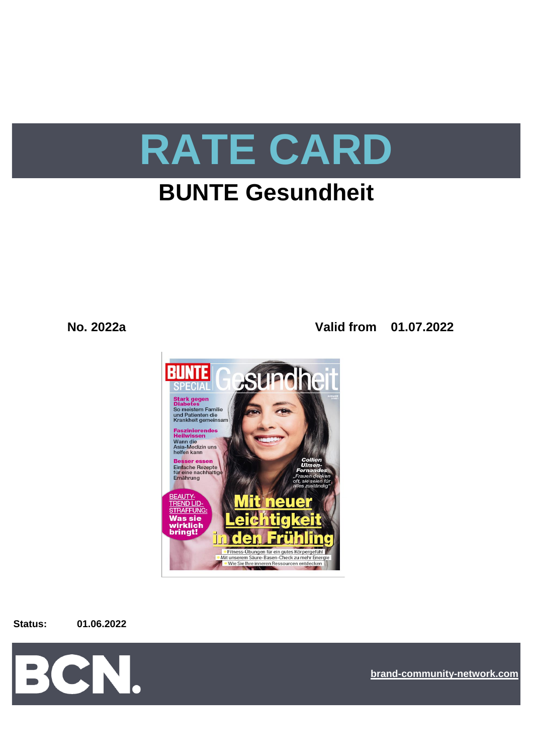# RATE CARD

## BUNTE Gesundheit

**No. 2022a**

**Valid from 01.07.2022**

**Status:** **01.06.2022**

BCN.

brand-community-network.com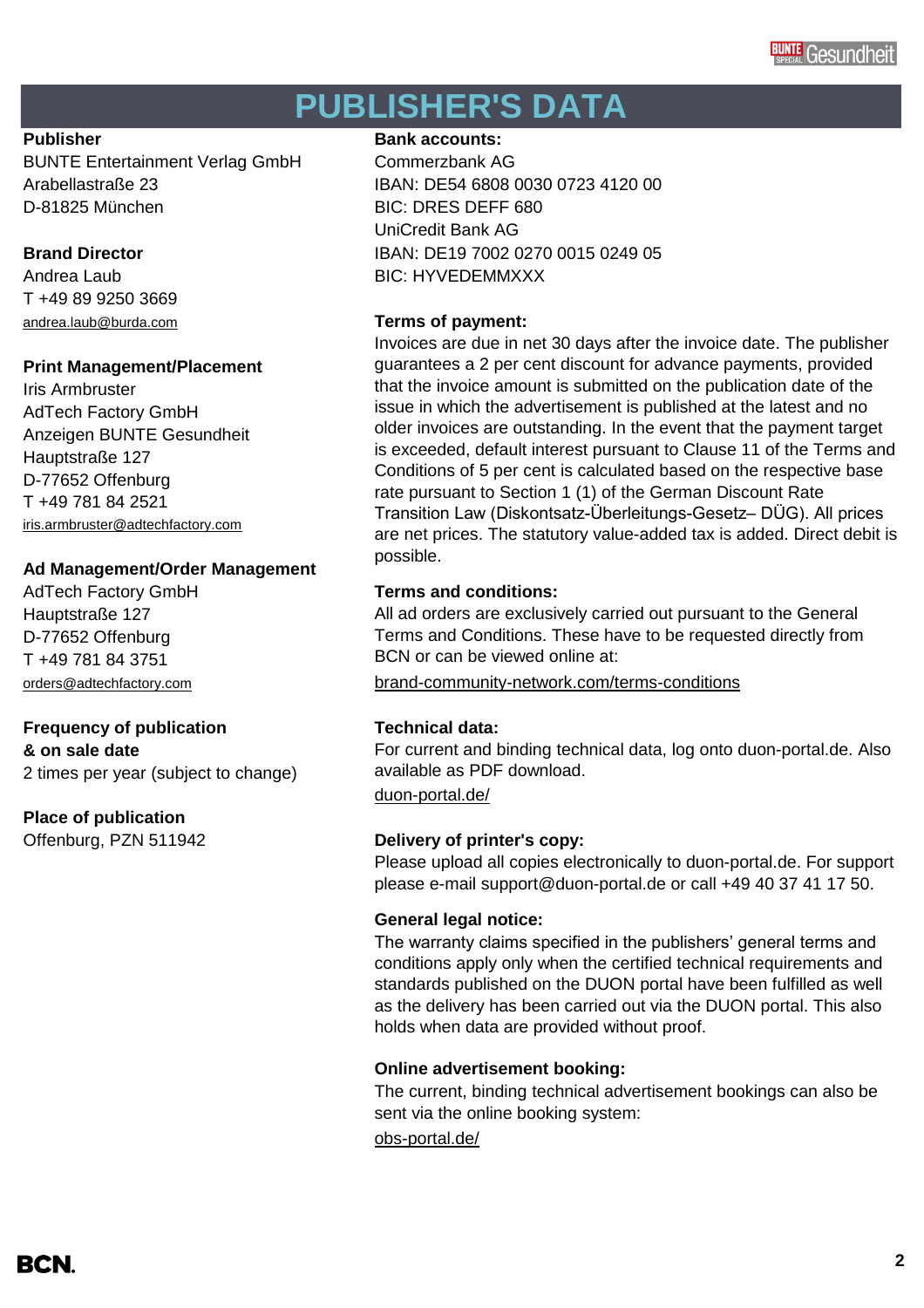# PUBLISHER'S DATA

**Publisher**
BUNTE Entertainment Verlag GmbH
Arabellastraße 23
D-81825 München

**Brand Director**
Andrea Laub
T +49 89 9250 3669
andrea.laub@burda.com

**Print Management/Placement**
Iris Armbruster
AdTech Factory GmbH
Anzeigen BUNTE Gesundheit
Hauptstraße 127
D-77652 Offenburg
T +49 781 84 2521
iris.armbruster@adtechfactory.com

**Ad Management/Order Management**
AdTech Factory GmbH
Hauptstraße 127
D-77652 Offenburg
T +49 781 84 3751
orders@adtechfactory.com

**Frequency of publication & on sale date**
2 times per year (subject to change)

**Place of publication**
Offenburg, PZN 511942

**Bank accounts:**
Commerzbank AG
IBAN: DE54 6808 0030 0723 4120 00
BIC: DRES DEFF 680
UniCredit Bank AG
IBAN: DE19 7002 0270 0015 0249 05
BIC: HYVEDEMMXXX

**Terms of payment:**
Invoices are due in net 30 days after the invoice date. The publisher guarantees a 2 per cent discount for advance payments, provided that the invoice amount is submitted on the publication date of the issue in which the advertisement is published at the latest and no older invoices are outstanding. In the event that the payment target is exceeded, default interest pursuant to Clause 11 of the Terms and Conditions of 5 per cent is calculated based on the respective base rate pursuant to Section 1 (1) of the German Discount Rate Transition Law (Diskontsatz-Überleitungs-Gesetz– DÜG). All prices are net prices. The statutory value-added tax is added. Direct debit is possible.

**Terms and conditions:**
All ad orders are exclusively carried out pursuant to the General Terms and Conditions. These have to be requested directly from BCN or can be viewed online at:
brand-community-network.com/terms-conditions

**Technical data:**
For current and binding technical data, log onto duon-portal.de. Also available as PDF download.
duon-portal.de/

**Delivery of printer's copy:**
Please upload all copies electronically to duon-portal.de. For support please e-mail support@duon-portal.de or call +49 40 37 41 17 50.

**General legal notice:**
The warranty claims specified in the publishers' general terms and conditions apply only when the certified technical requirements and standards published on the DUON portal have been fulfilled as well as the delivery has been carried out via the DUON portal. This also holds when data are provided without proof.

**Online advertisement booking:**
The current, binding technical advertisement bookings can also be sent via the online booking system:
obs-portal.de/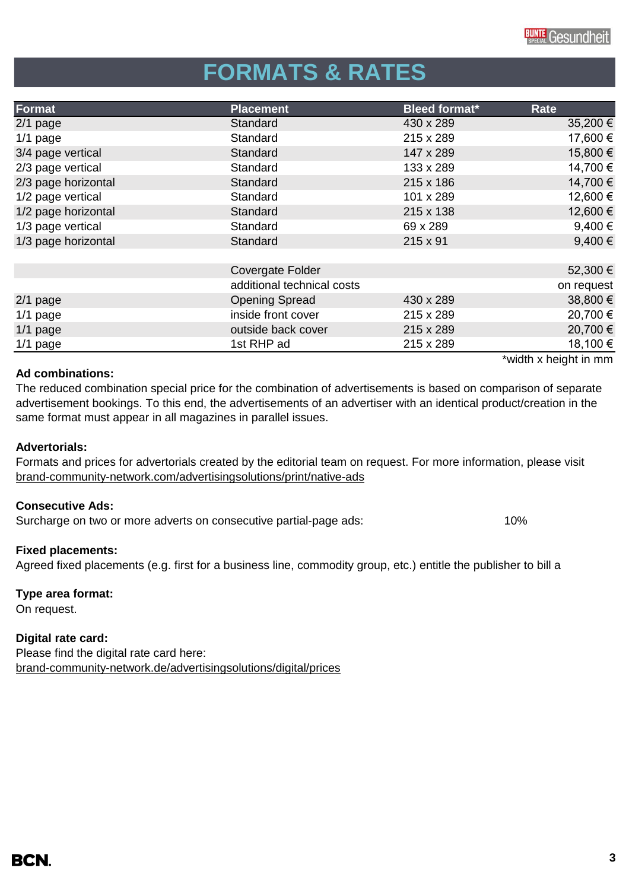# FORMATS & RATES

| Format | Placement | Bleed format* | Rate |
|---|---|---|---|
| 2/1 page | Standard | 430 x 289 | 35,200 € |
| 1/1 page | Standard | 215 x 289 | 17,600 € |
| 3/4 page vertical | Standard | 147 x 289 | 15,800 € |
| 2/3 page vertical | Standard | 133 x 289 | 14,700 € |
| 2/3 page horizontal | Standard | 215 x 186 | 14,700 € |
| 1/2 page vertical | Standard | 101 x 289 | 12,600 € |
| 1/2 page horizontal | Standard | 215 x 138 | 12,600 € |
| 1/3 page vertical | Standard | 69 x 289 | 9,400 € |
| 1/3 page horizontal | Standard | 215 x 91 | 9,400 € |
| | | | |
| | Covergate Folder | | 52,300 € |
| | additional technical costs | | on request |
| 2/1 page | Opening Spread | 430 x 289 | 38,800 € |
| 1/1 page | inside front cover | 215 x 289 | 20,700 € |
| 1/1 page | outside back cover | 215 x 289 | 20,700 € |
| 1/1 page | 1st RHP ad | 215 x 289 | 18,100 € |

*width x height in mm

**Ad combinations:**
The reduced combination special price for the combination of advertisements is based on comparison of separate advertisement bookings. To this end, the advertisements of an advertiser with an identical product/creation in the same format must appear in all magazines in parallel issues.

**Advertorials:**
Formats and prices for advertorials created by the editorial team on request. For more information, please visit brand-community-network.com/advertisingsolutions/print/native-ads

**Consecutive Ads:**
Surcharge on two or more adverts on consecutive partial-page ads: 10%

**Fixed placements:**
Agreed fixed placements (e.g. first for a business line, commodity group, etc.) entitle the publisher to bill a

**Type area format:**
On request.

**Digital rate card:**
Please find the digital rate card here:
brand-community-network.de/advertisingsolutions/digital/prices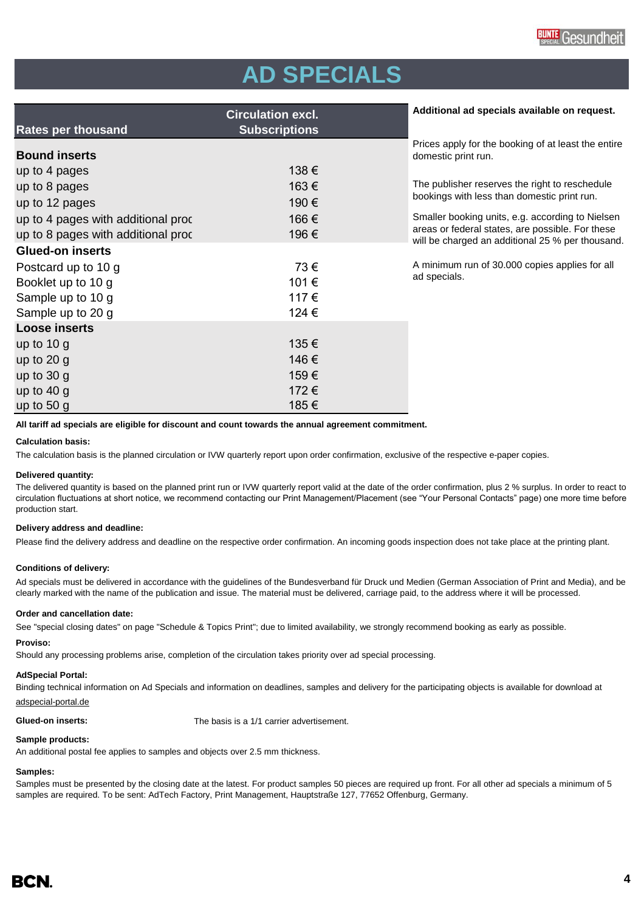# AD SPECIALS

| Rates per thousand | Circulation excl. Subscriptions |
|---|---|
| **Bound inserts** | |
| up to 4 pages | 138 € |
| up to 8 pages | 163 € |
| up to 12 pages | 190 € |
| up to 4 pages with additional proc | 166 € |
| up to 8 pages with additional proc | 196 € |
| **Glued-on inserts** | |
| Postcard up to 10 g | 73 € |
| Booklet up to 10 g | 101 € |
| Sample up to 10 g | 117 € |
| Sample up to 20 g | 124 € |
| **Loose inserts** | |
| up to 10 g | 135 € |
| up to 20 g | 146 € |
| up to 30 g | 159 € |
| up to 40 g | 172 € |
| up to 50 g | 185 € |

**Additional ad specials available on request.**

Prices apply for the booking of at least the entire domestic print run.

The publisher reserves the right to reschedule bookings with less than domestic print run.

Smaller booking units, e.g. according to Nielsen areas or federal states, are possible. For these will be charged an additional 25 % per thousand.

A minimum run of 30.000 copies applies for all ad specials.

**All tariff ad specials are eligible for discount and count towards the annual agreement commitment.**

**Calculation basis:**

The calculation basis is the planned circulation or IVW quarterly report upon order confirmation, exclusive of the respective e-paper copies.

**Delivered quantity:**

The delivered quantity is based on the planned print run or IVW quarterly report valid at the date of the order confirmation, plus 2 % surplus. In order to react to circulation fluctuations at short notice, we recommend contacting our Print Management/Placement (see "Your Personal Contacts" page) one more time before production start.

**Delivery address and deadline:**

Please find the delivery address and deadline on the respective order confirmation. An incoming goods inspection does not take place at the printing plant.

**Conditions of delivery:**

Ad specials must be delivered in accordance with the guidelines of the Bundesverband für Druck und Medien (German Association of Print and Media), and be clearly marked with the name of the publication and issue. The material must be delivered, carriage paid, to the address where it will be processed.

**Order and cancellation date:**

See "special closing dates" on page "Schedule & Topics Print"; due to limited availability, we strongly recommend booking as early as possible.

**Proviso:**

Should any processing problems arise, completion of the circulation takes priority over ad special processing.

**AdSpecial Portal:**

Binding technical information on Ad Specials and information on deadlines, samples and delivery for the participating objects is available for download at adspecial-portal.de

**Glued-on inserts:** The basis is a 1/1 carrier advertisement.

**Sample products:**

An additional postal fee applies to samples and objects over 2.5 mm thickness.

**Samples:**

Samples must be presented by the closing date at the latest. For product samples 50 pieces are required up front. For all other ad specials a minimum of 5 samples are required. To be sent: AdTech Factory, Print Management, Hauptstraße 127, 77652 Offenburg, Germany.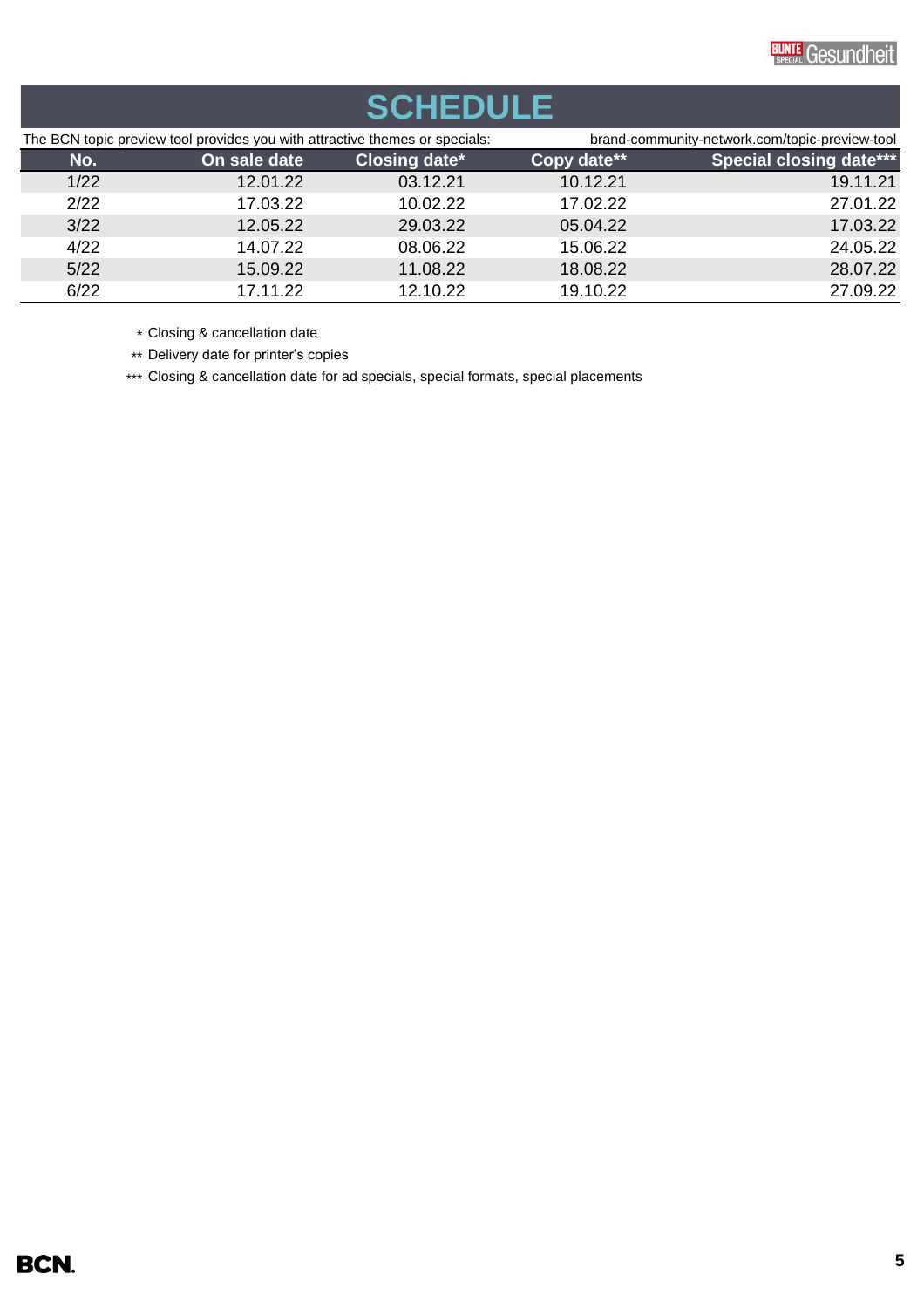# SCHEDULE

The BCN topic preview tool provides you with attractive themes or specials: brand-community-network.com/topic-preview-tool

| No. | On sale date | Closing date* | Copy date** | Special closing date*** |
|---|---|---|---|---|
| 1/22 | 12.01.22 | 03.12.21 | 10.12.21 | 19.11.21 |
| 2/22 | 17.03.22 | 10.02.22 | 17.02.22 | 27.01.22 |
| 3/22 | 12.05.22 | 29.03.22 | 05.04.22 | 17.03.22 |
| 4/22 | 14.07.22 | 08.06.22 | 15.06.22 | 24.05.22 |
| 5/22 | 15.09.22 | 11.08.22 | 18.08.22 | 28.07.22 |
| 6/22 | 17.11.22 | 12.10.22 | 19.10.22 | 27.09.22 |

\* Closing & cancellation date

** Delivery date for printer's copies

*** Closing & cancellation date for ad specials, special formats, special placements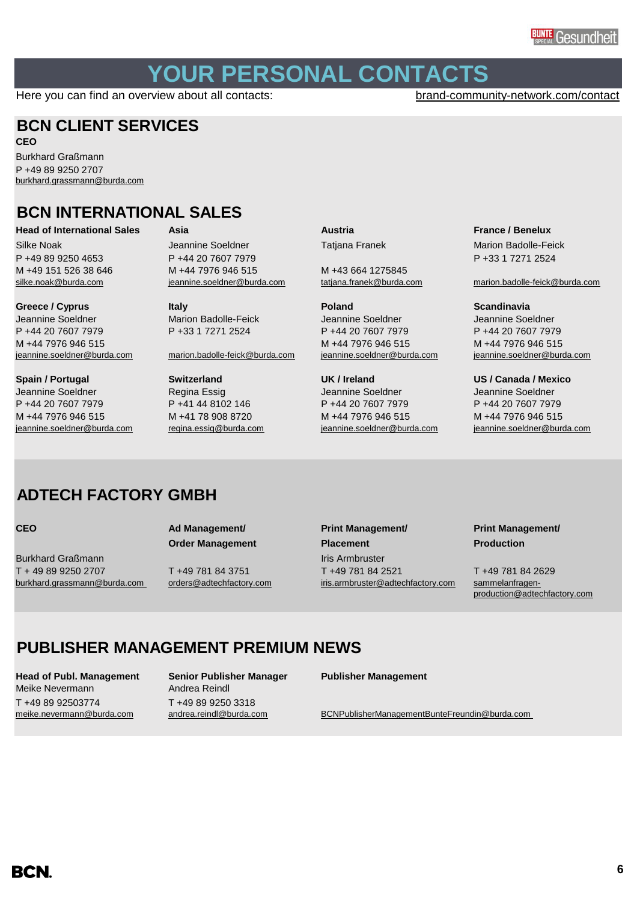# YOUR PERSONAL CONTACTS

Here you can find an overview about all contacts: brand-community-network.com/contact

## BCN CLIENT SERVICES

**CEO**
Burkhard Graßmann
P +49 89 9250 2707
burkhard.grassmann@burda.com

## BCN INTERNATIONAL SALES

**Head of International Sales**
Silke Noak
P +49 89 9250 4653
M +49 151 526 38 646
silke.noak@burda.com

**Asia**
Jeannine Soeldner
P +44 20 7607 7979
M +44 7976 946 515
jeannine.soeldner@burda.com

**Austria**
Tatjana Franek
M +43 664 1275845
tatjana.franek@burda.com

**France / Benelux**
Marion Badolle-Feick
P +33 1 7271 2524
marion.badolle-feick@burda.com

**Greece / Cyprus**
Jeannine Soeldner
P +44 20 7607 7979
M +44 7976 946 515
jeannine.soeldner@burda.com

**Italy**
Marion Badolle-Feick
P +33 1 7271 2524
marion.badolle-feick@burda.com

**Poland**
Jeannine Soeldner
P +44 20 7607 7979
M +44 7976 946 515
jeannine.soeldner@burda.com

**Scandinavia**
Jeannine Soeldner
P +44 20 7607 7979
M +44 7976 946 515
jeannine.soeldner@burda.com

**Spain / Portugal**
Jeannine Soeldner
P +44 20 7607 7979
M +44 7976 946 515
jeannine.soeldner@burda.com

**Switzerland**
Regina Essig
P +41 44 8102 146
M +41 78 908 8720
regina.essig@burda.com

**UK / Ireland**
Jeannine Soeldner
P +44 20 7607 7979
M +44 7976 946 515
jeannine.soeldner@burda.com

**US / Canada / Mexico**
Jeannine Soeldner
P +44 20 7607 7979
M +44 7976 946 515
jeannine.soeldner@burda.com

## ADTECH FACTORY GMBH

**CEO**
Burkhard Graßmann
T + 49 89 9250 2707
burkhard.grassmann@burda.com

**Ad Management/ Order Management**
T +49 781 84 3751
orders@adtechfactory.com

**Print Management/ Placement**
Iris Armbruster
T +49 781 84 2521
iris.armbruster@adtechfactory.com

**Print Management/ Production**
T +49 781 84 2629
sammelanfragen-production@adtechfactory.com

## PUBLISHER MANAGEMENT PREMIUM NEWS

**Head of Publ. Management**
Meike Nevermann
T +49 89 92503774
meike.nevermann@burda.com

**Senior Publisher Manager**
Andrea Reindl
T +49 89 9250 3318
andrea.reindl@burda.com

**Publisher Management**
BCNPublisherManagementBunteFreundin@burda.com